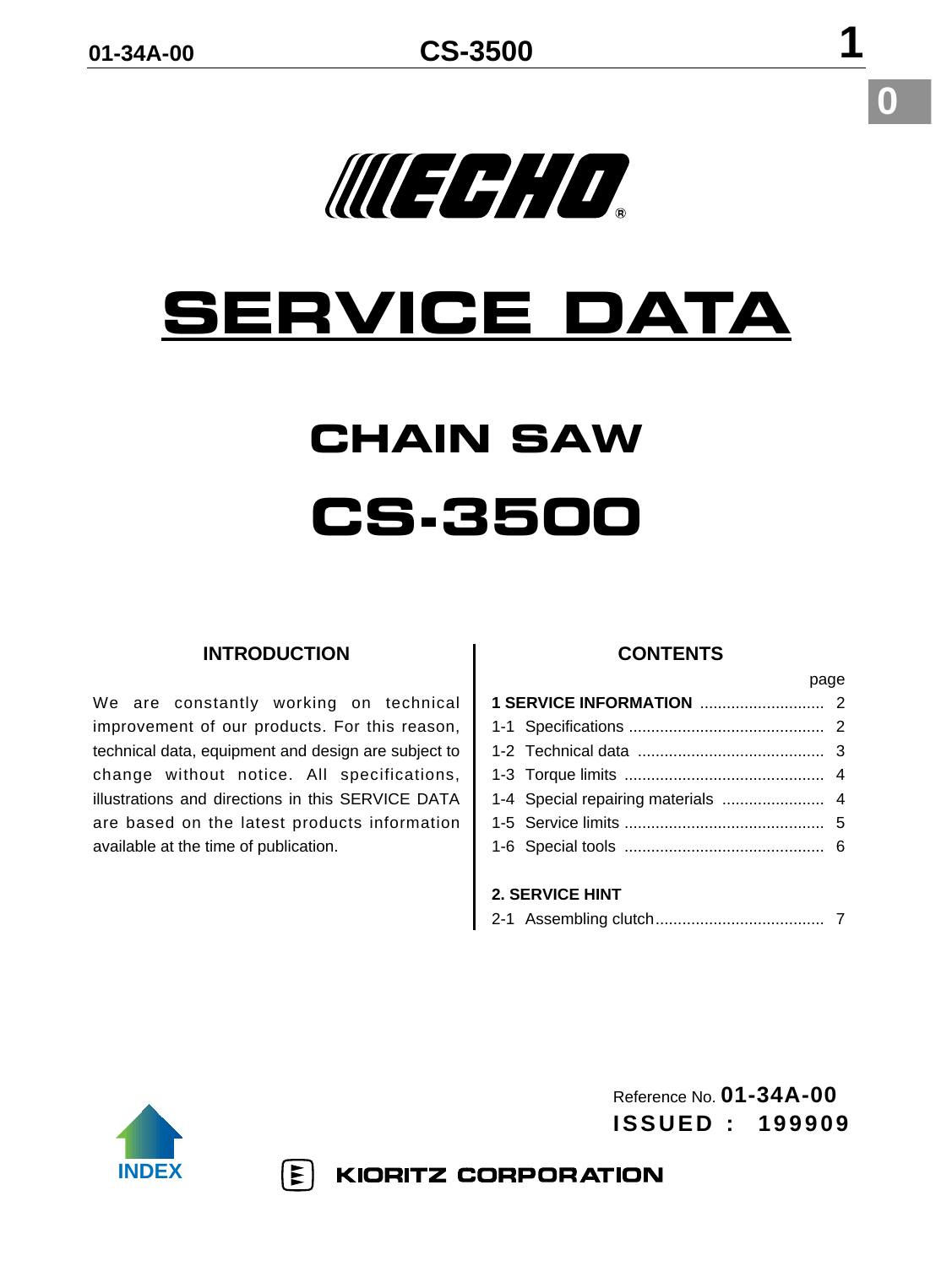# ECHO

# SERVICE DATA

## CHAIN SAW

## CS-3500

### INTRODUCTION

We are constantly working on technical improvement of our products. For this reason, technical data, equipment and design are subject to change without notice. All specifications, illustrations and directions in this SERVICE DATA are based on the latest products information available at the time of publication.

### CONTENTS

| | page |
|---|---|
| **1 SERVICE INFORMATION** | 2 |
| 1-1 Specifications | 2 |
| 1-2 Technical data | 3 |
| 1-3 Torque limits | 4 |
| 1-4 Special repairing materials | 4 |
| 1-5 Service limits | 5 |
| 1-6 Special tools | 6 |
| **2. SERVICE HINT** | |
| 2-1 Assembling clutch | 7 |

Reference No. **01-34A-00**

**ISSUED : 199909**

INDEX

KIORITZ CORPORATION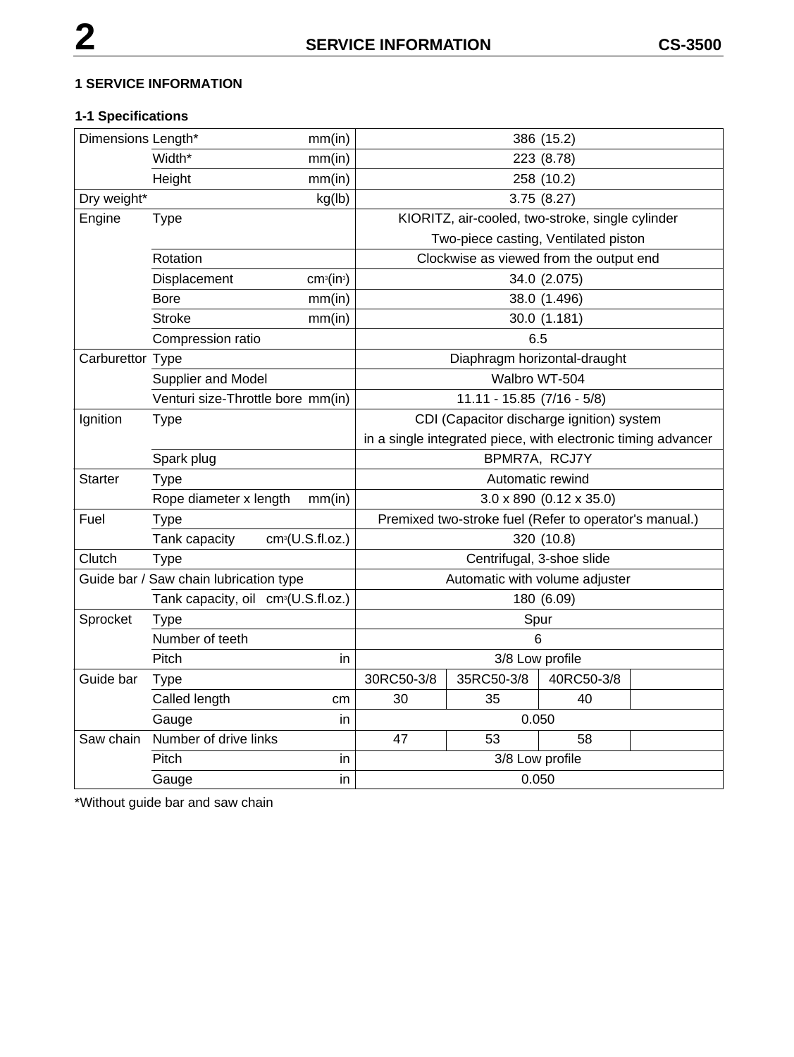# 1 SERVICE INFORMATION

## 1-1 Specifications

| | | | | | | |
|---|---|---|---|---|---|---|
| Dimensions | Length* mm(in) | 386 (15.2) | | | | |
| | Width* mm(in) | 223 (8.78) | | | | |
| | Height mm(in) | 258 (10.2) | | | | |
| Dry weight* kg(lb) | | 3.75 (8.27) | | | | |
| Engine | Type | KIORITZ, air-cooled, two-stroke, single cylinder<br>Two-piece casting, Ventilated piston | | | | |
| | Rotation | Clockwise as viewed from the output end | | | | |
| | Displacement $cm^3(in^3)$ | 34.0 (2.075) | | | | |
| | Bore mm(in) | 38.0 (1.496) | | | | |
| | Stroke mm(in) | 30.0 (1.181) | | | | |
| | Compression ratio | 6.5 | | | | |
| Carburettor | Type | Diaphragm horizontal-draught | | | | |
| | Supplier and Model | Walbro WT-504 | | | | |
| | Venturi size-Throttle bore mm(in) | 11.11 - 15.85 (7/16 - 5/8) | | | | |
| Ignition | Type | CDI (Capacitor discharge ignition) system<br>in a single integrated piece, with electronic timing advancer | | | | |
| | Spark plug | BPMR7A, RCJ7Y | | | | |
| Starter | Type | Automatic rewind | | | | |
| | Rope diameter x length mm(in) | 3.0 x 890 (0.12 x 35.0) | | | | |
| Fuel | Type | Premixed two-stroke fuel (Refer to operator's manual.) | | | | |
| | Tank capacity $cm^3$(U.S.fl.oz.) | 320 (10.8) | | | | |
| Clutch | Type | Centrifugal, 3-shoe slide | | | | |
| Guide bar / Saw chain lubrication type | | Automatic with volume adjuster | | | | |
| | Tank capacity, oil $cm^3$(U.S.fl.oz.) | 180 (6.09) | | | | |
| Sprocket | Type | Spur | | | | |
| | Number of teeth | 6 | | | | |
| | Pitch in | 3/8 Low profile | | | | |
| Guide bar | Type | 30RC50-3/8 | 35RC50-3/8 | 40RC50-3/8 | | |
| | Called length cm | 30 | 35 | 40 | | |
| | Gauge in | 0.050 | | | | |
| Saw chain | Number of drive links | 47 | 53 | 58 | | |
| | Pitch in | 3/8 Low profile | | | | |
| | Gauge in | 0.050 | | | | |

*Without guide bar and saw chain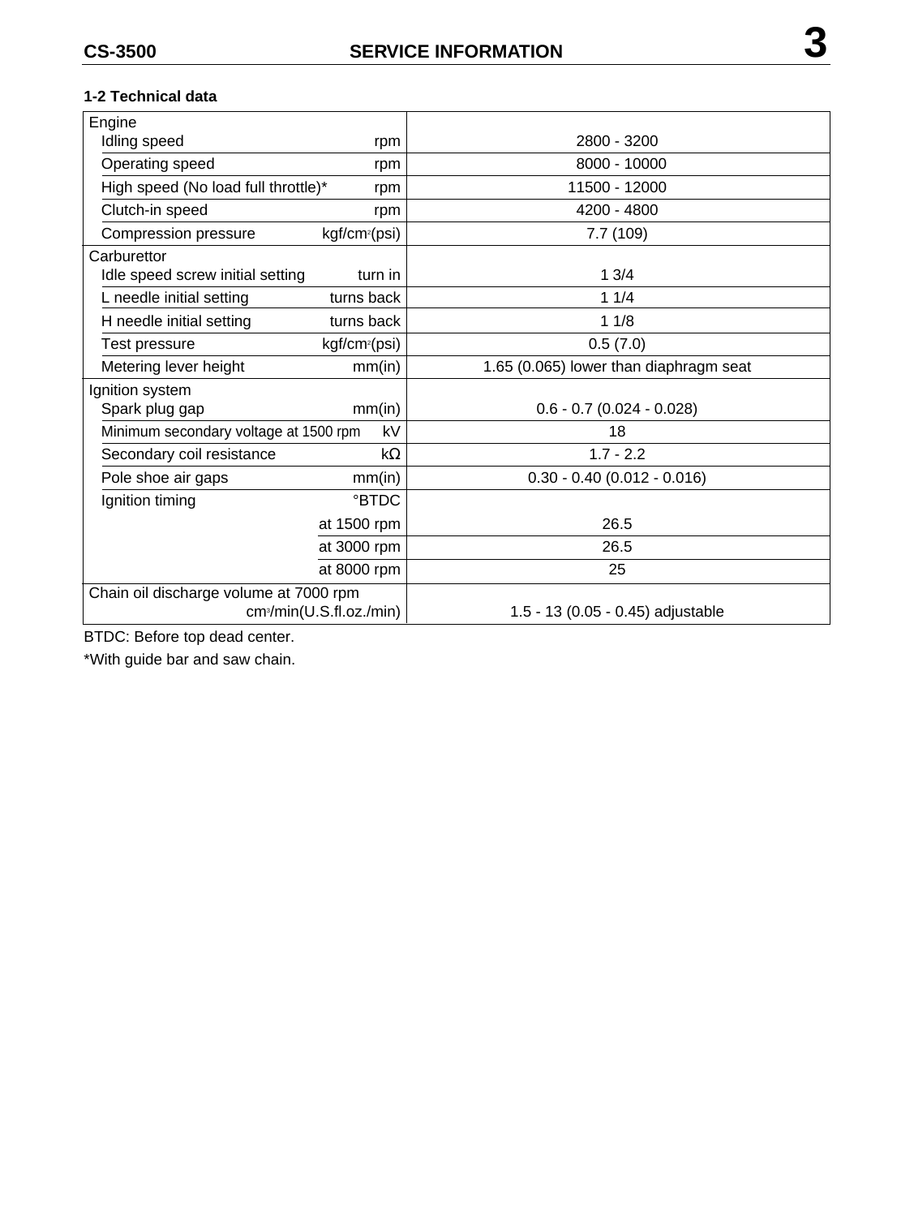### 1-2 Technical data

| Item | Unit | Value |
|---|---|---|
| **Engine** | | |
| Idling speed | rpm | 2800 - 3200 |
| Operating speed | rpm | 8000 - 10000 |
| High speed (No load full throttle)* | rpm | 11500 - 12000 |
| Clutch-in speed | rpm | 4200 - 4800 |
| Compression pressure | $kgf/cm^2$(psi) | 7.7 (109) |
| **Carburettor** | | |
| Idle speed screw initial setting | turn in | 1 3/4 |
| L needle initial setting | turns back | 1 1/4 |
| H needle initial setting | turns back | 1 1/8 |
| Test pressure | $kgf/cm^2$(psi) | 0.5 (7.0) |
| Metering lever height | mm(in) | 1.65 (0.065) lower than diaphragm seat |
| **Ignition system** | | |
| Spark plug gap | mm(in) | 0.6 - 0.7 (0.024 - 0.028) |
| Minimum secondary voltage at 1500 rpm | kV | 18 |
| Secondary coil resistance | kΩ | 1.7 - 2.2 |
| Pole shoe air gaps | mm(in) | 0.30 - 0.40 (0.012 - 0.016) |
| Ignition timing | °BTDC | |
| | at 1500 rpm | 26.5 |
| | at 3000 rpm | 26.5 |
| | at 8000 rpm | 25 |
| **Chain oil discharge volume at 7000 rpm** | $cm^3$/min(U.S.fl.oz./min) | 1.5 - 13 (0.05 - 0.45) adjustable |

BTDC: Before top dead center.

*With guide bar and saw chain.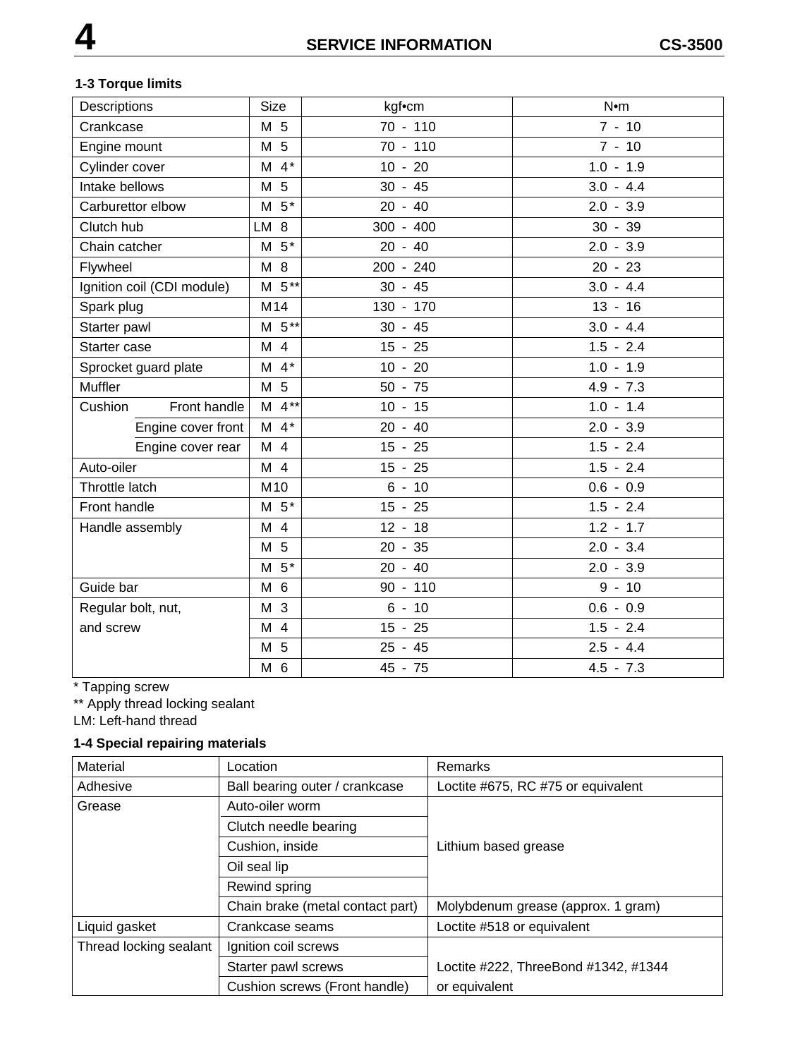### 1-3 Torque limits

| Descriptions | | Size | kgf•cm | N•m |
|---|---|---|---|---|
| Crankcase | | M 5 | 70 - 110 | 7 - 10 |
| Engine mount | | M 5 | 70 - 110 | 7 - 10 |
| Cylinder cover | | M 4* | 10 - 20 | 1.0 - 1.9 |
| Intake bellows | | M 5 | 30 - 45 | 3.0 - 4.4 |
| Carburettor elbow | | M 5* | 20 - 40 | 2.0 - 3.9 |
| Clutch hub | | LM 8 | 300 - 400 | 30 - 39 |
| Chain catcher | | M 5* | 20 - 40 | 2.0 - 3.9 |
| Flywheel | | M 8 | 200 - 240 | 20 - 23 |
| Ignition coil (CDI module) | | M 5** | 30 - 45 | 3.0 - 4.4 |
| Spark plug | | M14 | 130 - 170 | 13 - 16 |
| Starter pawl | | M 5** | 30 - 45 | 3.0 - 4.4 |
| Starter case | | M 4 | 15 - 25 | 1.5 - 2.4 |
| Sprocket guard plate | | M 4* | 10 - 20 | 1.0 - 1.9 |
| Muffler | | M 5 | 50 - 75 | 4.9 - 7.3 |
| Cushion | Front handle | M 4** | 10 - 15 | 1.0 - 1.4 |
| | Engine cover front | M 4* | 20 - 40 | 2.0 - 3.9 |
| | Engine cover rear | M 4 | 15 - 25 | 1.5 - 2.4 |
| Auto-oiler | | M 4 | 15 - 25 | 1.5 - 2.4 |
| Throttle latch | | M10 | 6 - 10 | 0.6 - 0.9 |
| Front handle | | M 5* | 15 - 25 | 1.5 - 2.4 |
| Handle assembly | | M 4 | 12 - 18 | 1.2 - 1.7 |
| | | M 5 | 20 - 35 | 2.0 - 3.4 |
| | | M 5* | 20 - 40 | 2.0 - 3.9 |
| Guide bar | | M 6 | 90 - 110 | 9 - 10 |
| Regular bolt, nut, and screw | | M 3 | 6 - 10 | 0.6 - 0.9 |
| | | M 4 | 15 - 25 | 1.5 - 2.4 |
| | | M 5 | 25 - 45 | 2.5 - 4.4 |
| | | M 6 | 45 - 75 | 4.5 - 7.3 |

\* Tapping screw
\*\* Apply thread locking sealant
LM: Left-hand thread

### 1-4 Special repairing materials

| Material | Location | Remarks |
|---|---|---|
| Adhesive | Ball bearing outer / crankcase | Loctite #675, RC #75 or equivalent |
| Grease | Auto-oiler worm | Lithium based grease |
| | Clutch needle bearing | |
| | Cushion, inside | |
| | Oil seal lip | |
| | Rewind spring | |
| | Chain brake (metal contact part) | Molybdenum grease (approx. 1 gram) |
| Liquid gasket | Crankcase seams | Loctite #518 or equivalent |
| Thread locking sealant | Ignition coil screws | Loctite #222, ThreeBond #1342, #1344 or equivalent |
| | Starter pawl screws | |
| | Cushion screws (Front handle) | |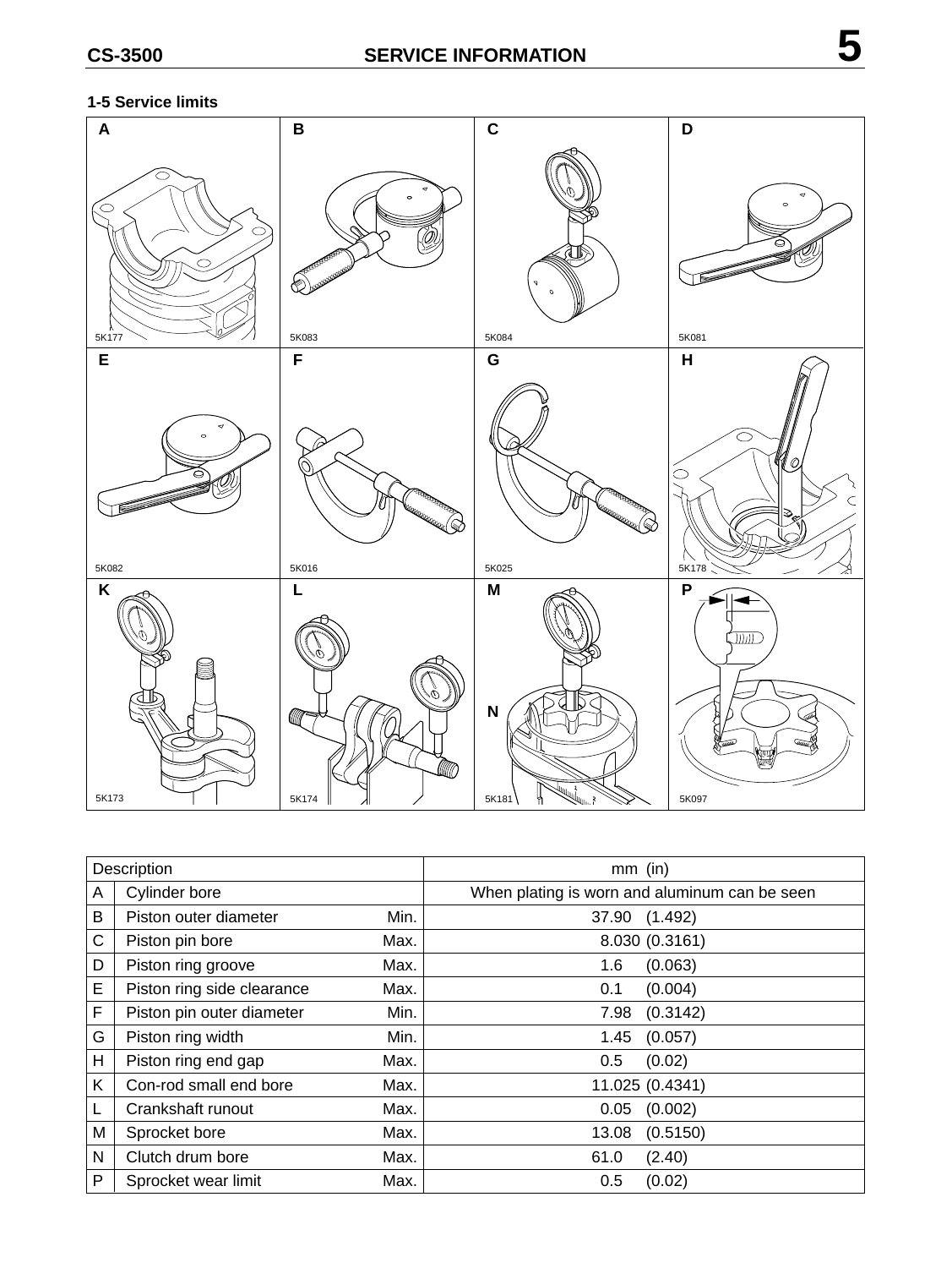## 1-5 Service limits

| | Description | | mm (in) |
|---|---|---|---|
| A | Cylinder bore | | When plating is worn and aluminum can be seen |
| B | Piston outer diameter | Min. | 37.90 (1.492) |
| C | Piston pin bore | Max. | 8.030 (0.3161) |
| D | Piston ring groove | Max. | 1.6 (0.063) |
| E | Piston ring side clearance | Max. | 0.1 (0.004) |
| F | Piston pin outer diameter | Min. | 7.98 (0.3142) |
| G | Piston ring width | Min. | 1.45 (0.057) |
| H | Piston ring end gap | Max. | 0.5 (0.02) |
| K | Con-rod small end bore | Max. | 11.025 (0.4341) |
| L | Crankshaft runout | Max. | 0.05 (0.002) |
| M | Sprocket bore | Max. | 13.08 (0.5150) |
| N | Clutch drum bore | Max. | 61.0 (2.40) |
| P | Sprocket wear limit | Max. | 0.5 (0.02) |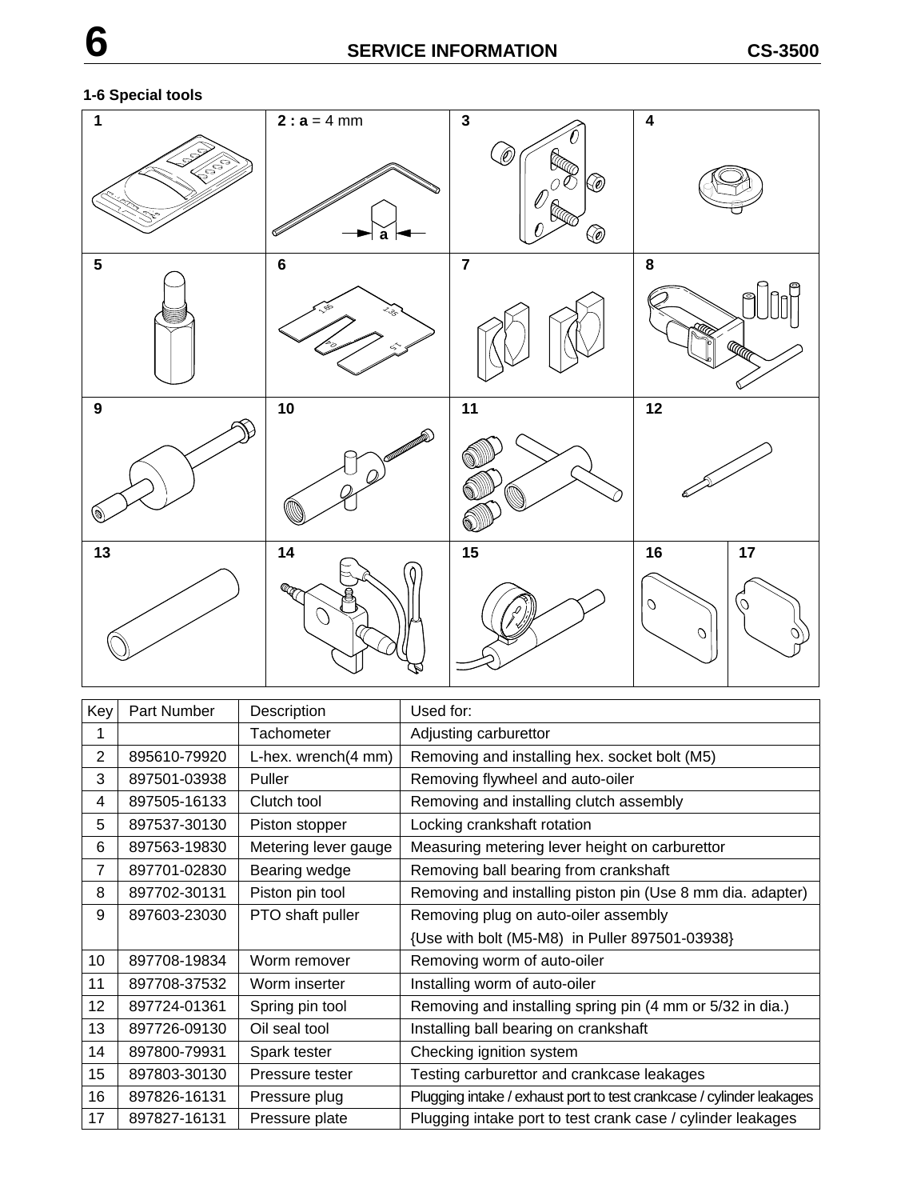### 1-6 Special tools

| 1 | 2 : **a** = 4 mm | 3 | 4 |
|---|---|---|---|
| 5 | 6 | 7 | 8 |
| 9 | 10 | 11 | 12 |
| 13 | 14 | 15 | 16 / 17 |

| Key | Part Number | Description | Used for: |
|---|---|---|---|
| 1 | | Tachometer | Adjusting carburettor |
| 2 | 895610-79920 | L-hex. wrench(4 mm) | Removing and installing hex. socket bolt (M5) |
| 3 | 897501-03938 | Puller | Removing flywheel and auto-oiler |
| 4 | 897505-16133 | Clutch tool | Removing and installing clutch assembly |
| 5 | 897537-30130 | Piston stopper | Locking crankshaft rotation |
| 6 | 897563-19830 | Metering lever gauge | Measuring metering lever height on carburettor |
| 7 | 897701-02830 | Bearing wedge | Removing ball bearing from crankshaft |
| 8 | 897702-30131 | Piston pin tool | Removing and installing piston pin (Use 8 mm dia. adapter) |
| 9 | 897603-23030 | PTO shaft puller | Removing plug on auto-oiler assembly {Use with bolt (M5-M8) in Puller 897501-03938} |
| 10 | 897708-19834 | Worm remover | Removing worm of auto-oiler |
| 11 | 897708-37532 | Worm inserter | Installing worm of auto-oiler |
| 12 | 897724-01361 | Spring pin tool | Removing and installing spring pin (4 mm or 5/32 in dia.) |
| 13 | 897726-09130 | Oil seal tool | Installing ball bearing on crankshaft |
| 14 | 897800-79931 | Spark tester | Checking ignition system |
| 15 | 897803-30130 | Pressure tester | Testing carburettor and crankcase leakages |
| 16 | 897826-16131 | Pressure plug | Plugging intake / exhaust port to test crankcase / cylinder leakages |
| 17 | 897827-16131 | Pressure plate | Plugging intake port to test crank case / cylinder leakages |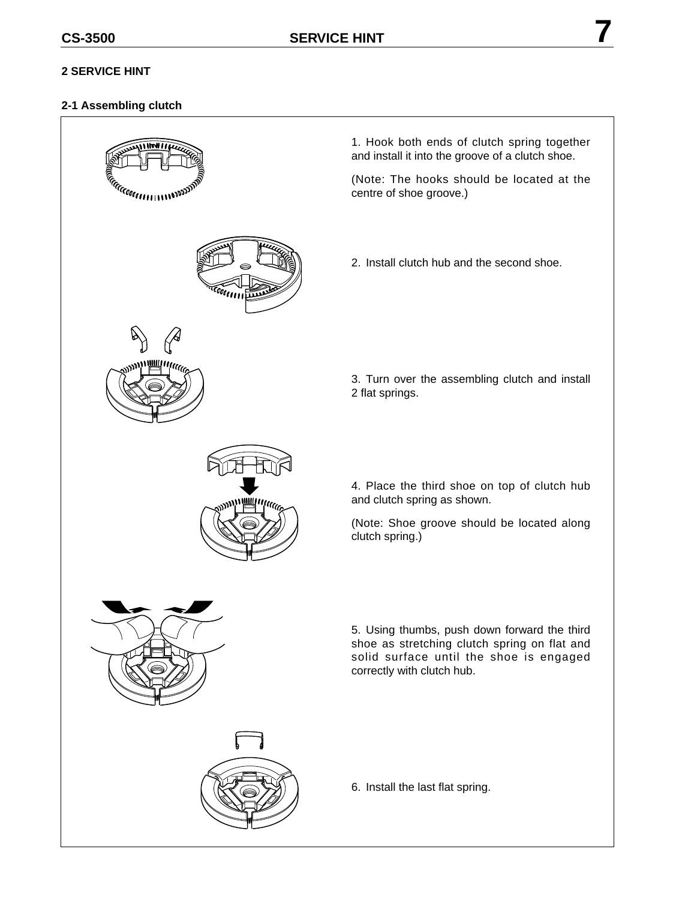## 2 SERVICE HINT

### 2-1 Assembling clutch

1. Hook both ends of clutch spring together and install it into the groove of a clutch shoe.

   (Note: The hooks should be located at the centre of shoe groove.)

2. Install clutch hub and the second shoe.

3. Turn over the assembling clutch and install 2 flat springs.

4. Place the third shoe on top of clutch hub and clutch spring as shown.

   (Note: Shoe groove should be located along clutch spring.)

5. Using thumbs, push down forward the third shoe as stretching clutch spring on flat and solid surface until the shoe is engaged correctly with clutch hub.

6. Install the last flat spring.